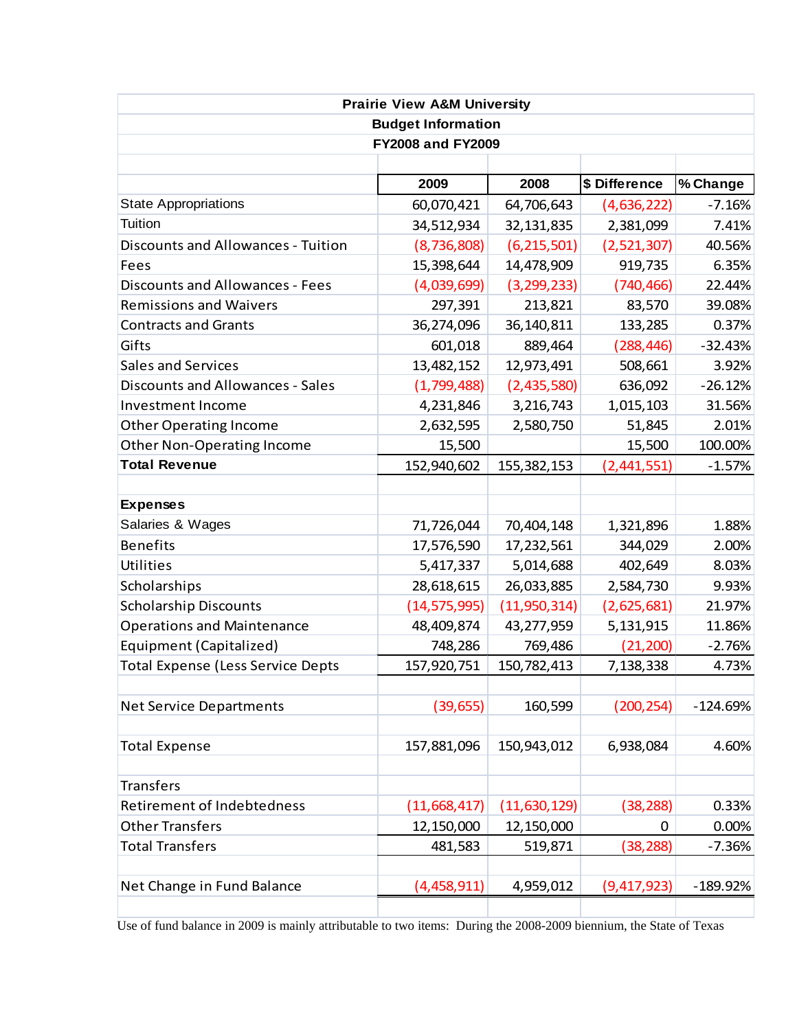**Prairie View A&M University**

**Budget Information**

**FY2008 and FY2009**

| | 2009 | 2008 | $ Difference | % Change |
|---|---|---|---|---|
| State Appropriations | 60,070,421 | 64,706,643 | (4,636,222) | -7.16% |
| Tuition | 34,512,934 | 32,131,835 | 2,381,099 | 7.41% |
| Discounts and Allowances - Tuition | (8,736,808) | (6,215,501) | (2,521,307) | 40.56% |
| Fees | 15,398,644 | 14,478,909 | 919,735 | 6.35% |
| Discounts and Allowances - Fees | (4,039,699) | (3,299,233) | (740,466) | 22.44% |
| Remissions and Waivers | 297,391 | 213,821 | 83,570 | 39.08% |
| Contracts and Grants | 36,274,096 | 36,140,811 | 133,285 | 0.37% |
| Gifts | 601,018 | 889,464 | (288,446) | -32.43% |
| Sales and Services | 13,482,152 | 12,973,491 | 508,661 | 3.92% |
| Discounts and Allowances - Sales | (1,799,488) | (2,435,580) | 636,092 | -26.12% |
| Investment Income | 4,231,846 | 3,216,743 | 1,015,103 | 31.56% |
| Other Operating Income | 2,632,595 | 2,580,750 | 51,845 | 2.01% |
| Other Non-Operating Income | 15,500 | | 15,500 | 100.00% |
| **Total Revenue** | 152,940,602 | 155,382,153 | (2,441,551) | -1.57% |
| | | | | |
| **Expenses** | | | | |
| Salaries & Wages | 71,726,044 | 70,404,148 | 1,321,896 | 1.88% |
| Benefits | 17,576,590 | 17,232,561 | 344,029 | 2.00% |
| Utilities | 5,417,337 | 5,014,688 | 402,649 | 8.03% |
| Scholarships | 28,618,615 | 26,033,885 | 2,584,730 | 9.93% |
| Scholarship Discounts | (14,575,995) | (11,950,314) | (2,625,681) | 21.97% |
| Operations and Maintenance | 48,409,874 | 43,277,959 | 5,131,915 | 11.86% |
| Equipment (Capitalized) | 748,286 | 769,486 | (21,200) | -2.76% |
| Total Expense (Less Service Depts | 157,920,751 | 150,782,413 | 7,138,338 | 4.73% |
| | | | | |
| Net Service Departments | (39,655) | 160,599 | (200,254) | -124.69% |
| | | | | |
| Total Expense | 157,881,096 | 150,943,012 | 6,938,084 | 4.60% |
| | | | | |
| Transfers | | | | |
| Retirement of Indebtedness | (11,668,417) | (11,630,129) | (38,288) | 0.33% |
| Other Transfers | 12,150,000 | 12,150,000 | 0 | 0.00% |
| Total Transfers | 481,583 | 519,871 | (38,288) | -7.36% |
| | | | | |
| Net Change in Fund Balance | (4,458,911) | 4,959,012 | (9,417,923) | -189.92% |

Use of fund balance in 2009 is mainly attributable to two items: During the 2008-2009 biennium, the State of Texas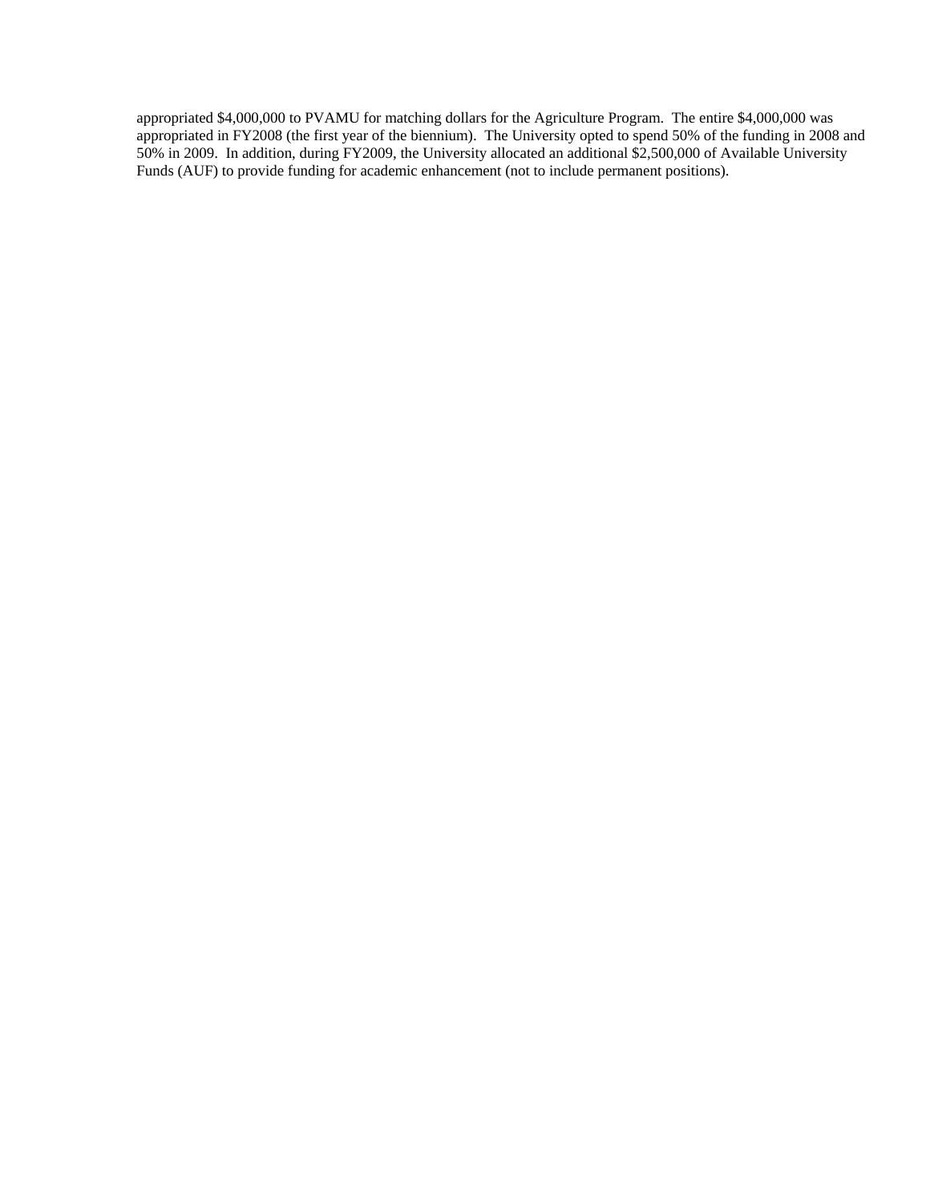appropriated $4,000,000 to PVAMU for matching dollars for the Agriculture Program. The entire $4,000,000 was appropriated in FY2008 (the first year of the biennium). The University opted to spend 50% of the funding in 2008 and 50% in 2009. In addition, during FY2009, the University allocated an additional $2,500,000 of Available University Funds (AUF) to provide funding for academic enhancement (not to include permanent positions).